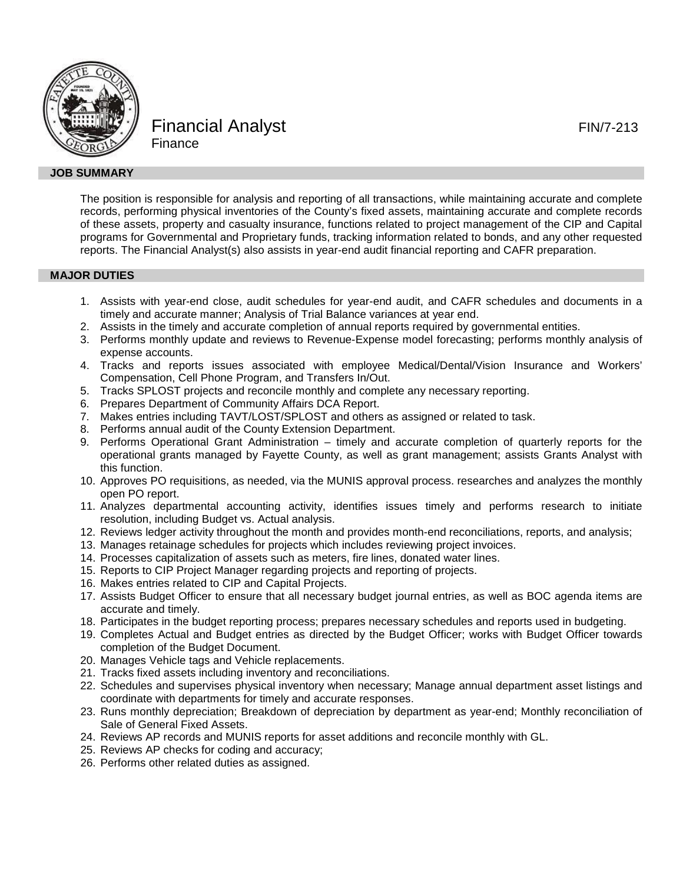# Financial Analyst

FIN/7-213

Finance

## JOB SUMMARY

The position is responsible for analysis and reporting of all transactions, while maintaining accurate and complete records, performing physical inventories of the County's fixed assets, maintaining accurate and complete records of these assets, property and casualty insurance, functions related to project management of the CIP and Capital programs for Governmental and Proprietary funds, tracking information related to bonds, and any other requested reports. The Financial Analyst(s) also assists in year-end audit financial reporting and CAFR preparation.

## MAJOR DUTIES

1. Assists with year-end close, audit schedules for year-end audit, and CAFR schedules and documents in a timely and accurate manner; Analysis of Trial Balance variances at year end.
2. Assists in the timely and accurate completion of annual reports required by governmental entities.
3. Performs monthly update and reviews to Revenue-Expense model forecasting; performs monthly analysis of expense accounts.
4. Tracks and reports issues associated with employee Medical/Dental/Vision Insurance and Workers' Compensation, Cell Phone Program, and Transfers In/Out.
5. Tracks SPLOST projects and reconcile monthly and complete any necessary reporting.
6. Prepares Department of Community Affairs DCA Report.
7. Makes entries including TAVT/LOST/SPLOST and others as assigned or related to task.
8. Performs annual audit of the County Extension Department.
9. Performs Operational Grant Administration – timely and accurate completion of quarterly reports for the operational grants managed by Fayette County, as well as grant management; assists Grants Analyst with this function.
10. Approves PO requisitions, as needed, via the MUNIS approval process. researches and analyzes the monthly open PO report.
11. Analyzes departmental accounting activity, identifies issues timely and performs research to initiate resolution, including Budget vs. Actual analysis.
12. Reviews ledger activity throughout the month and provides month-end reconciliations, reports, and analysis;
13. Manages retainage schedules for projects which includes reviewing project invoices.
14. Processes capitalization of assets such as meters, fire lines, donated water lines.
15. Reports to CIP Project Manager regarding projects and reporting of projects.
16. Makes entries related to CIP and Capital Projects.
17. Assists Budget Officer to ensure that all necessary budget journal entries, as well as BOC agenda items are accurate and timely.
18. Participates in the budget reporting process; prepares necessary schedules and reports used in budgeting.
19. Completes Actual and Budget entries as directed by the Budget Officer; works with Budget Officer towards completion of the Budget Document.
20. Manages Vehicle tags and Vehicle replacements.
21. Tracks fixed assets including inventory and reconciliations.
22. Schedules and supervises physical inventory when necessary; Manage annual department asset listings and coordinate with departments for timely and accurate responses.
23. Runs monthly depreciation; Breakdown of depreciation by department as year-end; Monthly reconciliation of Sale of General Fixed Assets.
24. Reviews AP records and MUNIS reports for asset additions and reconcile monthly with GL.
25. Reviews AP checks for coding and accuracy;
26. Performs other related duties as assigned.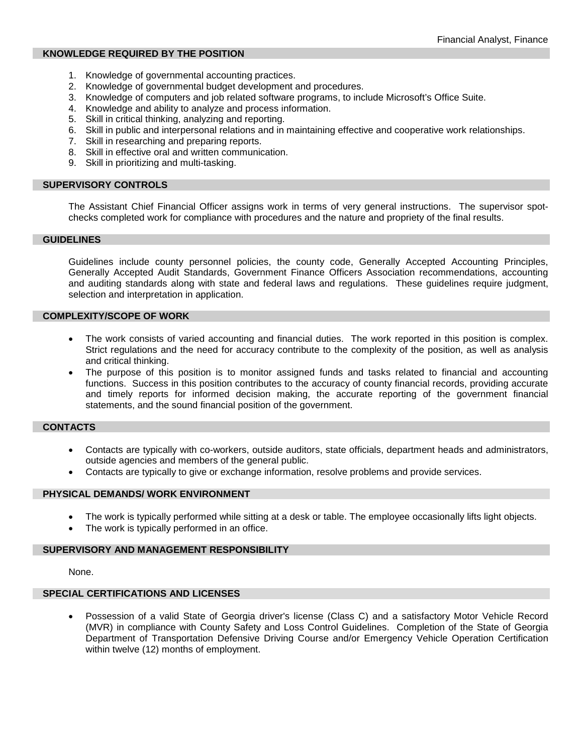## KNOWLEDGE REQUIRED BY THE POSITION

1. Knowledge of governmental accounting practices.
2. Knowledge of governmental budget development and procedures.
3. Knowledge of computers and job related software programs, to include Microsoft's Office Suite.
4. Knowledge and ability to analyze and process information.
5. Skill in critical thinking, analyzing and reporting.
6. Skill in public and interpersonal relations and in maintaining effective and cooperative work relationships.
7. Skill in researching and preparing reports.
8. Skill in effective oral and written communication.
9. Skill in prioritizing and multi-tasking.

## SUPERVISORY CONTROLS

The Assistant Chief Financial Officer assigns work in terms of very general instructions. The supervisor spot-checks completed work for compliance with procedures and the nature and propriety of the final results.

## GUIDELINES

Guidelines include county personnel policies, the county code, Generally Accepted Accounting Principles, Generally Accepted Audit Standards, Government Finance Officers Association recommendations, accounting and auditing standards along with state and federal laws and regulations. These guidelines require judgment, selection and interpretation in application.

## COMPLEXITY/SCOPE OF WORK

- The work consists of varied accounting and financial duties. The work reported in this position is complex. Strict regulations and the need for accuracy contribute to the complexity of the position, as well as analysis and critical thinking.
- The purpose of this position is to monitor assigned funds and tasks related to financial and accounting functions. Success in this position contributes to the accuracy of county financial records, providing accurate and timely reports for informed decision making, the accurate reporting of the government financial statements, and the sound financial position of the government.

## CONTACTS

- Contacts are typically with co-workers, outside auditors, state officials, department heads and administrators, outside agencies and members of the general public.
- Contacts are typically to give or exchange information, resolve problems and provide services.

## PHYSICAL DEMANDS/ WORK ENVIRONMENT

- The work is typically performed while sitting at a desk or table. The employee occasionally lifts light objects.
- The work is typically performed in an office.

## SUPERVISORY AND MANAGEMENT RESPONSIBILITY

None.

## SPECIAL CERTIFICATIONS AND LICENSES

- Possession of a valid State of Georgia driver's license (Class C) and a satisfactory Motor Vehicle Record (MVR) in compliance with County Safety and Loss Control Guidelines. Completion of the State of Georgia Department of Transportation Defensive Driving Course and/or Emergency Vehicle Operation Certification within twelve (12) months of employment.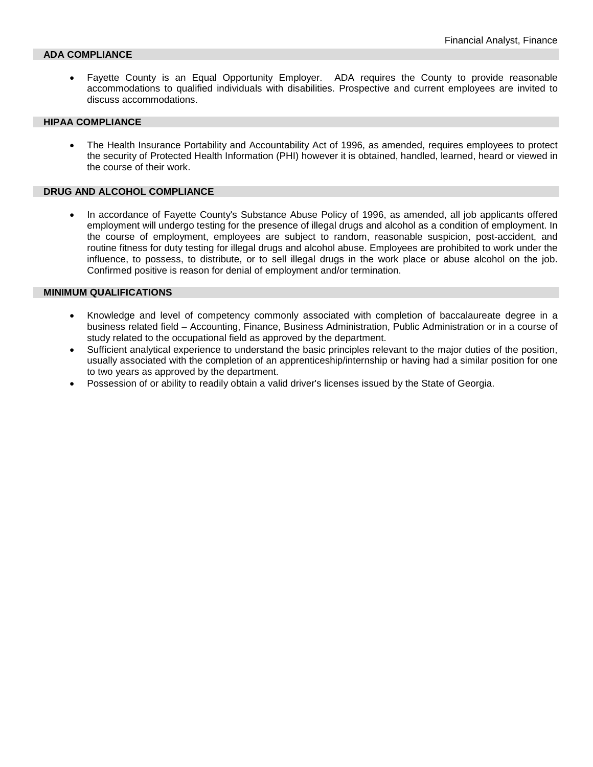## ADA COMPLIANCE

- Fayette County is an Equal Opportunity Employer. ADA requires the County to provide reasonable accommodations to qualified individuals with disabilities. Prospective and current employees are invited to discuss accommodations.

## HIPAA COMPLIANCE

- The Health Insurance Portability and Accountability Act of 1996, as amended, requires employees to protect the security of Protected Health Information (PHI) however it is obtained, handled, learned, heard or viewed in the course of their work.

## DRUG AND ALCOHOL COMPLIANCE

- In accordance of Fayette County's Substance Abuse Policy of 1996, as amended, all job applicants offered employment will undergo testing for the presence of illegal drugs and alcohol as a condition of employment. In the course of employment, employees are subject to random, reasonable suspicion, post-accident, and routine fitness for duty testing for illegal drugs and alcohol abuse. Employees are prohibited to work under the influence, to possess, to distribute, or to sell illegal drugs in the work place or abuse alcohol on the job. Confirmed positive is reason for denial of employment and/or termination.

## MINIMUM QUALIFICATIONS

- Knowledge and level of competency commonly associated with completion of baccalaureate degree in a business related field – Accounting, Finance, Business Administration, Public Administration or in a course of study related to the occupational field as approved by the department.
- Sufficient analytical experience to understand the basic principles relevant to the major duties of the position, usually associated with the completion of an apprenticeship/internship or having had a similar position for one to two years as approved by the department.
- Possession of or ability to readily obtain a valid driver's licenses issued by the State of Georgia.